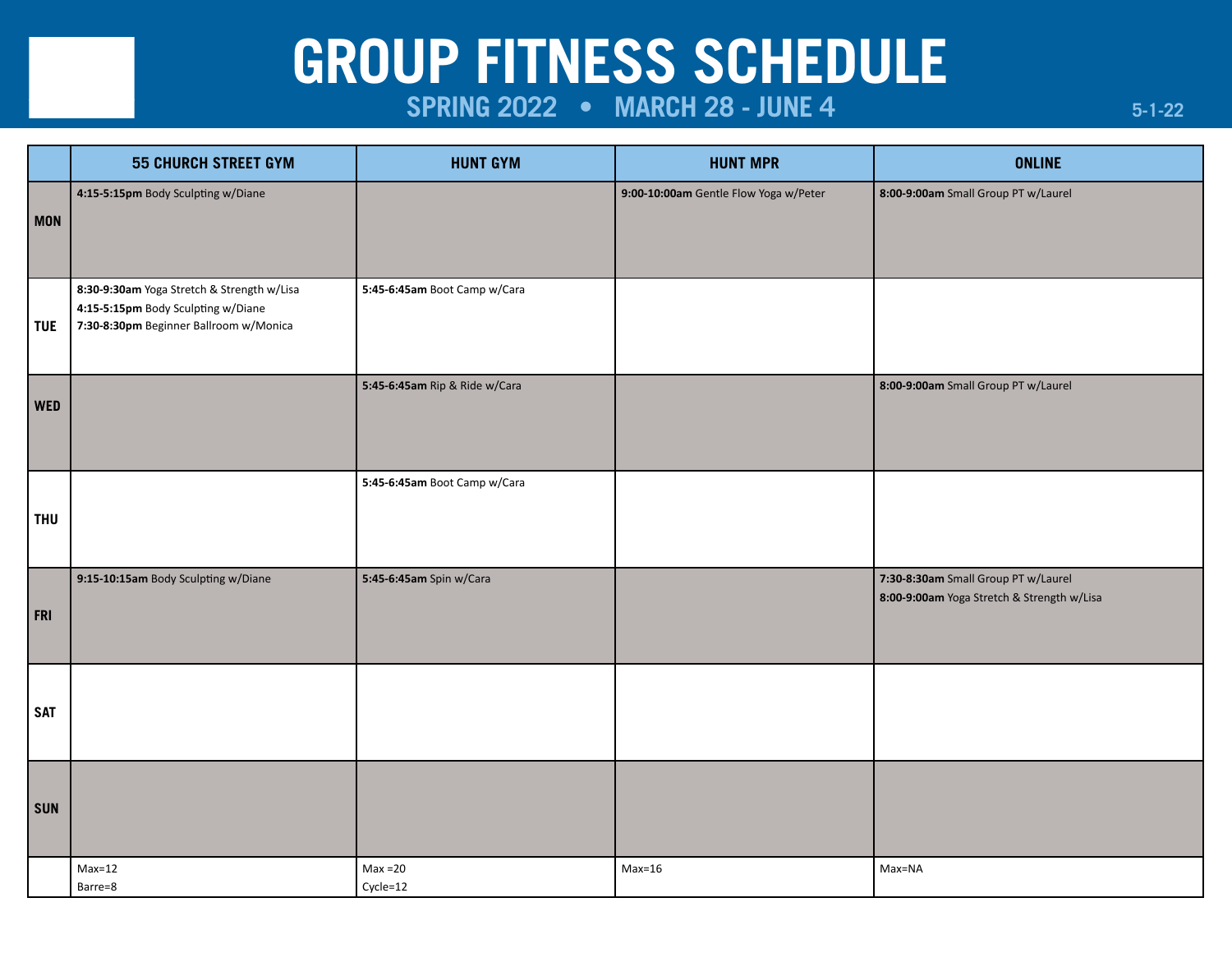# GROUP FITNESS SCHEDULE

## SPRING 2022 • MARCH 28 - JUNE 4

5-1-22

| | 55 CHURCH STREET GYM | HUNT GYM | HUNT MPR | ONLINE |
|---|---|---|---|---|
| **MON** | **4:15-5:15pm** Body Sculpting w/Diane | | **9:00-10:00am** Gentle Flow Yoga w/Peter | **8:00-9:00am** Small Group PT w/Laurel |
| **TUE** | **8:30-9:30am** Yoga Stretch & Strength w/Lisa<br>**4:15-5:15pm** Body Sculpting w/Diane<br>**7:30-8:30pm** Beginner Ballroom w/Monica | **5:45-6:45am** Boot Camp w/Cara | | |
| **WED** | | **5:45-6:45am** Rip & Ride w/Cara | | **8:00-9:00am** Small Group PT w/Laurel |
| **THU** | | **5:45-6:45am** Boot Camp w/Cara | | |
| **FRI** | **9:15-10:15am** Body Sculpting w/Diane | **5:45-6:45am** Spin w/Cara | | **7:30-8:30am** Small Group PT w/Laurel<br>**8:00-9:00am** Yoga Stretch & Strength w/Lisa |
| **SAT** | | | | |
| **SUN** | | | | |
| | Max=12<br>Barre=8 | Max =20<br>Cycle=12 | Max=16 | Max=NA |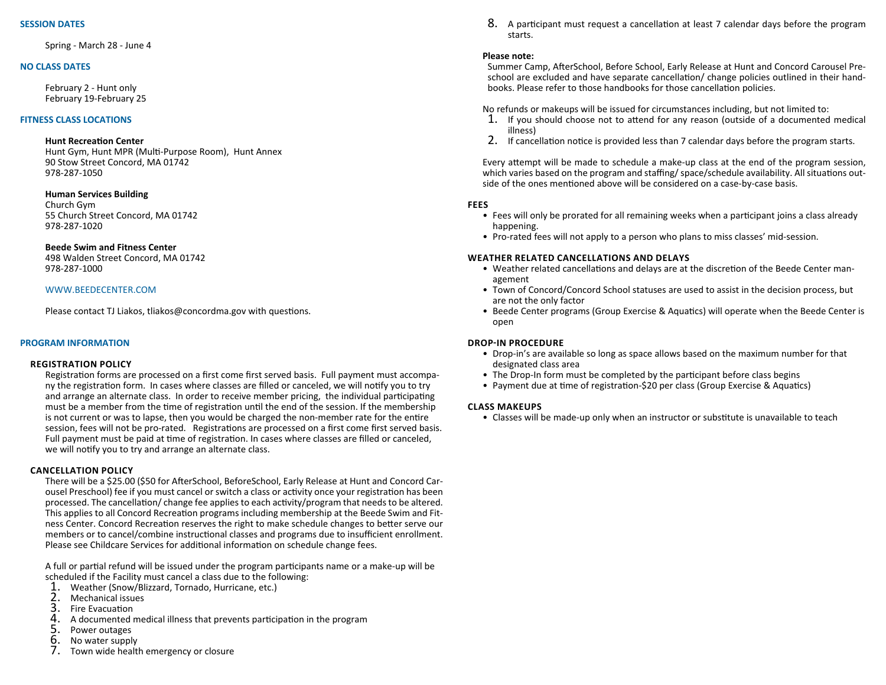## SESSION DATES

Spring - March 28 - June 4

## NO CLASS DATES

February 2 - Hunt only
February 19-February 25

## FITNESS CLASS LOCATIONS

**Hunt Recreation Center**
Hunt Gym, Hunt MPR (Multi-Purpose Room), Hunt Annex
90 Stow Street Concord, MA 01742
978-287-1050

**Human Services Building**
Church Gym
55 Church Street Concord, MA 01742
978-287-1020

**Beede Swim and Fitness Center**
498 Walden Street Concord, MA 01742
978-287-1000

WWW.BEEDECENTER.COM

Please contact TJ Liakos, tliakos@concordma.gov with questions.

## PROGRAM INFORMATION

### REGISTRATION POLICY

Registration forms are processed on a first come first served basis. Full payment must accompany the registration form. In cases where classes are filled or canceled, we will notify you to try and arrange an alternate class. In order to receive member pricing, the individual participating must be a member from the time of registration until the end of the session. If the membership is not current or was to lapse, then you would be charged the non-member rate for the entire session, fees will not be pro-rated. Registrations are processed on a first come first served basis. Full payment must be paid at time of registration. In cases where classes are filled or canceled, we will notify you to try and arrange an alternate class.

### CANCELLATION POLICY

There will be a $25.00 ($50 for AfterSchool, BeforeSchool, Early Release at Hunt and Concord Carousel Preschool) fee if you must cancel or switch a class or activity once your registration has been processed. The cancellation/ change fee applies to each activity/program that needs to be altered. This applies to all Concord Recreation programs including membership at the Beede Swim and Fitness Center. Concord Recreation reserves the right to make schedule changes to better serve our members or to cancel/combine instructional classes and programs due to insufficient enrollment. Please see Childcare Services for additional information on schedule change fees.

A full or partial refund will be issued under the program participants name or a make-up will be scheduled if the Facility must cancel a class due to the following:

1. Weather (Snow/Blizzard, Tornado, Hurricane, etc.)
2. Mechanical issues
3. Fire Evacuation
4. A documented medical illness that prevents participation in the program
5. Power outages
6. No water supply
7. Town wide health emergency or closure
8. A participant must request a cancellation at least 7 calendar days before the program starts.

**Please note:**
Summer Camp, AfterSchool, Before School, Early Release at Hunt and Concord Carousel Preschool are excluded and have separate cancellation/ change policies outlined in their handbooks. Please refer to those handbooks for those cancellation policies.

No refunds or makeups will be issued for circumstances including, but not limited to:

1. If you should choose not to attend for any reason (outside of a documented medical illness)
2. If cancellation notice is provided less than 7 calendar days before the program starts.

Every attempt will be made to schedule a make-up class at the end of the program session, which varies based on the program and staffing/ space/schedule availability. All situations outside of the ones mentioned above will be considered on a case-by-case basis.

### FEES

- Fees will only be prorated for all remaining weeks when a participant joins a class already happening.
- Pro-rated fees will not apply to a person who plans to miss classes' mid-session.

### WEATHER RELATED CANCELLATIONS AND DELAYS

- Weather related cancellations and delays are at the discretion of the Beede Center management
- Town of Concord/Concord School statuses are used to assist in the decision process, but are not the only factor
- Beede Center programs (Group Exercise & Aquatics) will operate when the Beede Center is open

### DROP-IN PROCEDURE

- Drop-in's are available so long as space allows based on the maximum number for that designated class area
- The Drop-In form must be completed by the participant before class begins
- Payment due at time of registration-$20 per class (Group Exercise & Aquatics)

### CLASS MAKEUPS

- Classes will be made-up only when an instructor or substitute is unavailable to teach